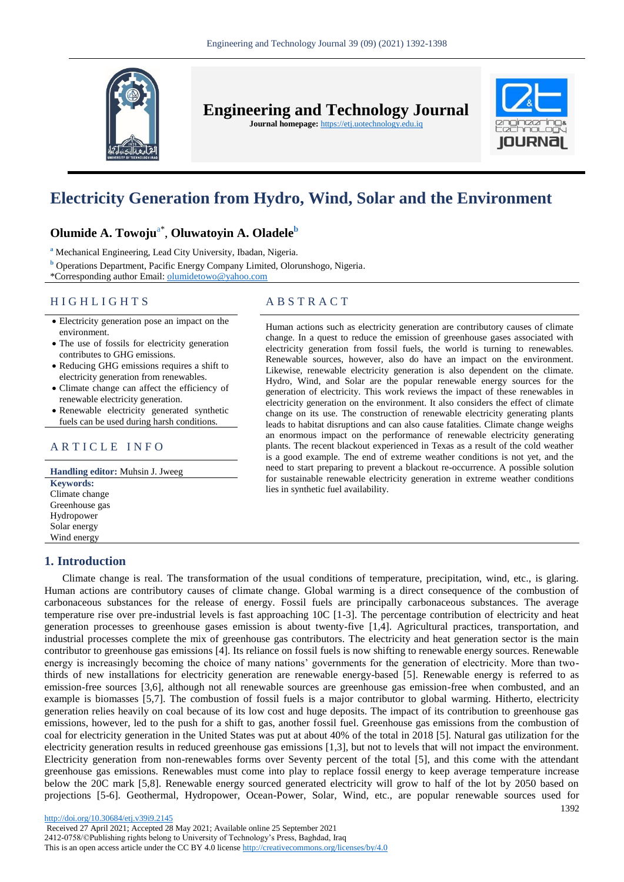# Electricity Generation from Hydro, Wind, Solar and the Environment

**Olumide A. Towoju**[a*], **Oluwatoyin A. Oladele**[b]

[a] Mechanical Engineering, Lead City University, Ibadan, Nigeria.

[b] Operations Department, Pacific Energy Company Limited, Olorunshogo, Nigeria.

*Corresponding author Email: olumidetowo@yahoo.com

## HIGHLIGHTS

- Electricity generation pose an impact on the environment.
- The use of fossils for electricity generation contributes to GHG emissions.
- Reducing GHG emissions requires a shift to electricity generation from renewables.
- Climate change can affect the efficiency of renewable electricity generation.
- Renewable electricity generated synthetic fuels can be used during harsh conditions.

## ARTICLE INFO

**Handling editor:** Muhsin J. Jweeg

**Keywords:**
Climate change
Greenhouse gas
Hydropower
Solar energy
Wind energy

## ABSTRACT

Human actions such as electricity generation are contributory causes of climate change. In a quest to reduce the emission of greenhouse gases associated with electricity generation from fossil fuels, the world is turning to renewables. Renewable sources, however, also do have an impact on the environment. Likewise, renewable electricity generation is also dependent on the climate. Hydro, Wind, and Solar are the popular renewable energy sources for the generation of electricity. This work reviews the impact of these renewables in electricity generation on the environment. It also considers the effect of climate change on its use. The construction of renewable electricity generating plants leads to habitat disruptions and can also cause fatalities. Climate change weighs an enormous impact on the performance of renewable electricity generating plants. The recent blackout experienced in Texas as a result of the cold weather is a good example. The end of extreme weather conditions is not yet, and the need to start preparing to prevent a blackout re-occurrence. A possible solution for sustainable renewable electricity generation in extreme weather conditions lies in synthetic fuel availability.

## 1. Introduction

Climate change is real. The transformation of the usual conditions of temperature, precipitation, wind, etc., is glaring. Human actions are contributory causes of climate change. Global warming is a direct consequence of the combustion of carbonaceous substances for the release of energy. Fossil fuels are principally carbonaceous substances. The average temperature rise over pre-industrial levels is fast approaching 1$^0$C [1-3]. The percentage contribution of electricity and heat generation processes to greenhouse gases emission is about twenty-five [1,4]. Agricultural practices, transportation, and industrial processes complete the mix of greenhouse gas contributors. The electricity and heat generation sector is the main contributor to greenhouse gas emissions [4]. Its reliance on fossil fuels is now shifting to renewable energy sources. Renewable energy is increasingly becoming the choice of many nations' governments for the generation of electricity. More than two-thirds of new installations for electricity generation are renewable energy-based [5]. Renewable energy is referred to as emission-free sources [3,6], although not all renewable sources are greenhouse gas emission-free when combusted, and an example is biomasses [5,7]. The combustion of fossil fuels is a major contributor to global warming. Hitherto, electricity generation relies heavily on coal because of its low cost and huge deposits. The impact of its contribution to greenhouse gas emissions, however, led to the push for a shift to gas, another fossil fuel. Greenhouse gas emissions from the combustion of coal for electricity generation in the United States was put at about 40% of the total in 2018 [5]. Natural gas utilization for the electricity generation results in reduced greenhouse gas emissions [1,3], but not to levels that will not impact the environment. Electricity generation from non-renewables forms over Seventy percent of the total [5], and this come with the attendant greenhouse gas emissions. Renewables must come into play to replace fossil energy to keep average temperature increase below the 2$^0$C mark [5,8]. Renewable energy sourced generated electricity will grow to half of the lot by 2050 based on projections [5-6]. Geothermal, Hydropower, Ocean-Power, Solar, Wind, etc., are popular renewable sources used for

http://doi.org/10.30684/etj.v39i9.2145
Received 27 April 2021; Accepted 28 May 2021; Available online 25 September 2021
2412-0758/©Publishing rights belong to University of Technology's Press, Baghdad, Iraq
This is an open access article under the CC BY 4.0 license http://creativecommons.org/licenses/by/4.0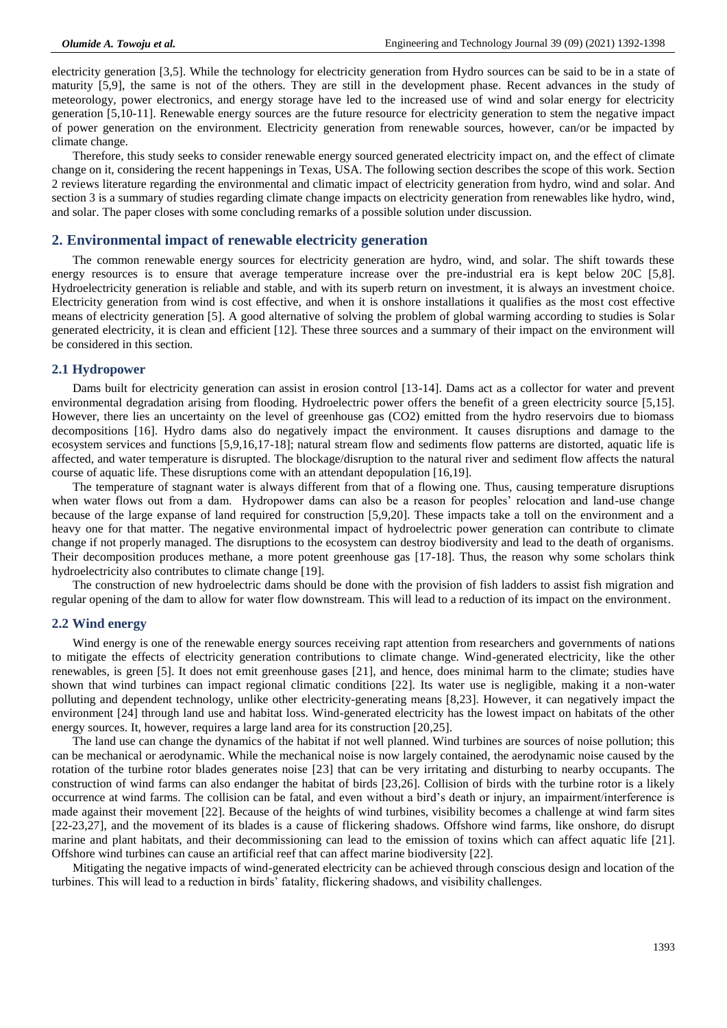electricity generation [3,5]. While the technology for electricity generation from Hydro sources can be said to be in a state of maturity [5,9], the same is not of the others. They are still in the development phase. Recent advances in the study of meteorology, power electronics, and energy storage have led to the increased use of wind and solar energy for electricity generation [5,10-11]. Renewable energy sources are the future resource for electricity generation to stem the negative impact of power generation on the environment. Electricity generation from renewable sources, however, can/or be impacted by climate change.

Therefore, this study seeks to consider renewable energy sourced generated electricity impact on, and the effect of climate change on it, considering the recent happenings in Texas, USA. The following section describes the scope of this work. Section 2 reviews literature regarding the environmental and climatic impact of electricity generation from hydro, wind and solar. And section 3 is a summary of studies regarding climate change impacts on electricity generation from renewables like hydro, wind, and solar. The paper closes with some concluding remarks of a possible solution under discussion.

## 2. Environmental impact of renewable electricity generation

The common renewable energy sources for electricity generation are hydro, wind, and solar. The shift towards these energy resources is to ensure that average temperature increase over the pre-industrial era is kept below 20C [5,8]. Hydroelectricity generation is reliable and stable, and with its superb return on investment, it is always an investment choice. Electricity generation from wind is cost effective, and when it is onshore installations it qualifies as the most cost effective means of electricity generation [5]. A good alternative of solving the problem of global warming according to studies is Solar generated electricity, it is clean and efficient [12]. These three sources and a summary of their impact on the environment will be considered in this section.

### 2.1 Hydropower

Dams built for electricity generation can assist in erosion control [13-14]. Dams act as a collector for water and prevent environmental degradation arising from flooding. Hydroelectric power offers the benefit of a green electricity source [5,15]. However, there lies an uncertainty on the level of greenhouse gas ($CO_2$) emitted from the hydro reservoirs due to biomass decompositions [16]. Hydro dams also do negatively impact the environment. It causes disruptions and damage to the ecosystem services and functions [5,9,16,17-18]; natural stream flow and sediments flow patterns are distorted, aquatic life is affected, and water temperature is disrupted. The blockage/disruption to the natural river and sediment flow affects the natural course of aquatic life. These disruptions come with an attendant depopulation [16,19].

The temperature of stagnant water is always different from that of a flowing one. Thus, causing temperature disruptions when water flows out from a dam. Hydropower dams can also be a reason for peoples' relocation and land-use change because of the large expanse of land required for construction [5,9,20]. These impacts take a toll on the environment and a heavy one for that matter. The negative environmental impact of hydroelectric power generation can contribute to climate change if not properly managed. The disruptions to the ecosystem can destroy biodiversity and lead to the death of organisms. Their decomposition produces methane, a more potent greenhouse gas [17-18]. Thus, the reason why some scholars think hydroelectricity also contributes to climate change [19].

The construction of new hydroelectric dams should be done with the provision of fish ladders to assist fish migration and regular opening of the dam to allow for water flow downstream. This will lead to a reduction of its impact on the environment.

### 2.2 Wind energy

Wind energy is one of the renewable energy sources receiving rapt attention from researchers and governments of nations to mitigate the effects of electricity generation contributions to climate change. Wind-generated electricity, like the other renewables, is green [5]. It does not emit greenhouse gases [21], and hence, does minimal harm to the climate; studies have shown that wind turbines can impact regional climatic conditions [22]. Its water use is negligible, making it a non-water polluting and dependent technology, unlike other electricity-generating means [8,23]. However, it can negatively impact the environment [24] through land use and habitat loss. Wind-generated electricity has the lowest impact on habitats of the other energy sources. It, however, requires a large land area for its construction [20,25].

The land use can change the dynamics of the habitat if not well planned. Wind turbines are sources of noise pollution; this can be mechanical or aerodynamic. While the mechanical noise is now largely contained, the aerodynamic noise caused by the rotation of the turbine rotor blades generates noise [23] that can be very irritating and disturbing to nearby occupants. The construction of wind farms can also endanger the habitat of birds [23,26]. Collision of birds with the turbine rotor is a likely occurrence at wind farms. The collision can be fatal, and even without a bird's death or injury, an impairment/interference is made against their movement [22]. Because of the heights of wind turbines, visibility becomes a challenge at wind farm sites [22-23,27], and the movement of its blades is a cause of flickering shadows. Offshore wind farms, like onshore, do disrupt marine and plant habitats, and their decommissioning can lead to the emission of toxins which can affect aquatic life [21]. Offshore wind turbines can cause an artificial reef that can affect marine biodiversity [22].

Mitigating the negative impacts of wind-generated electricity can be achieved through conscious design and location of the turbines. This will lead to a reduction in birds' fatality, flickering shadows, and visibility challenges.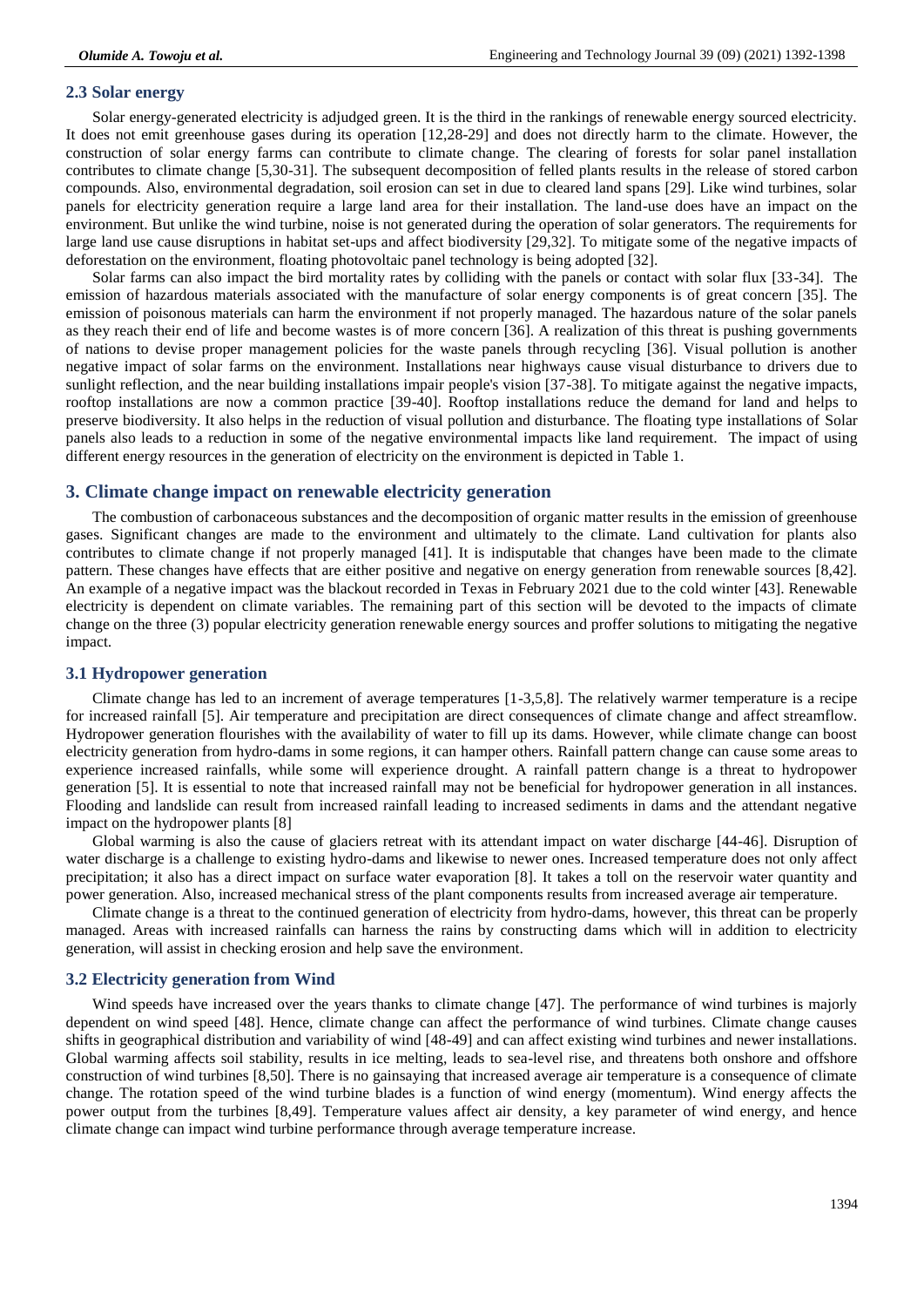### 2.3 Solar energy

Solar energy-generated electricity is adjudged green. It is the third in the rankings of renewable energy sourced electricity. It does not emit greenhouse gases during its operation [12,28-29] and does not directly harm to the climate. However, the construction of solar energy farms can contribute to climate change. The clearing of forests for solar panel installation contributes to climate change [5,30-31]. The subsequent decomposition of felled plants results in the release of stored carbon compounds. Also, environmental degradation, soil erosion can set in due to cleared land spans [29]. Like wind turbines, solar panels for electricity generation require a large land area for their installation. The land-use does have an impact on the environment. But unlike the wind turbine, noise is not generated during the operation of solar generators. The requirements for large land use cause disruptions in habitat set-ups and affect biodiversity [29,32]. To mitigate some of the negative impacts of deforestation on the environment, floating photovoltaic panel technology is being adopted [32].

Solar farms can also impact the bird mortality rates by colliding with the panels or contact with solar flux [33-34]. The emission of hazardous materials associated with the manufacture of solar energy components is of great concern [35]. The emission of poisonous materials can harm the environment if not properly managed. The hazardous nature of the solar panels as they reach their end of life and become wastes is of more concern [36]. A realization of this threat is pushing governments of nations to devise proper management policies for the waste panels through recycling [36]. Visual pollution is another negative impact of solar farms on the environment. Installations near highways cause visual disturbance to drivers due to sunlight reflection, and the near building installations impair people's vision [37-38]. To mitigate against the negative impacts, rooftop installations are now a common practice [39-40]. Rooftop installations reduce the demand for land and helps to preserve biodiversity. It also helps in the reduction of visual pollution and disturbance. The floating type installations of Solar panels also leads to a reduction in some of the negative environmental impacts like land requirement. The impact of using different energy resources in the generation of electricity on the environment is depicted in Table 1.

## 3. Climate change impact on renewable electricity generation

The combustion of carbonaceous substances and the decomposition of organic matter results in the emission of greenhouse gases. Significant changes are made to the environment and ultimately to the climate. Land cultivation for plants also contributes to climate change if not properly managed [41]. It is indisputable that changes have been made to the climate pattern. These changes have effects that are either positive and negative on energy generation from renewable sources [8,42]. An example of a negative impact was the blackout recorded in Texas in February 2021 due to the cold winter [43]. Renewable electricity is dependent on climate variables. The remaining part of this section will be devoted to the impacts of climate change on the three (3) popular electricity generation renewable energy sources and proffer solutions to mitigating the negative impact.

### 3.1 Hydropower generation

Climate change has led to an increment of average temperatures [1-3,5,8]. The relatively warmer temperature is a recipe for increased rainfall [5]. Air temperature and precipitation are direct consequences of climate change and affect streamflow. Hydropower generation flourishes with the availability of water to fill up its dams. However, while climate change can boost electricity generation from hydro-dams in some regions, it can hamper others. Rainfall pattern change can cause some areas to experience increased rainfalls, while some will experience drought. A rainfall pattern change is a threat to hydropower generation [5]. It is essential to note that increased rainfall may not be beneficial for hydropower generation in all instances. Flooding and landslide can result from increased rainfall leading to increased sediments in dams and the attendant negative impact on the hydropower plants [8]

Global warming is also the cause of glaciers retreat with its attendant impact on water discharge [44-46]. Disruption of water discharge is a challenge to existing hydro-dams and likewise to newer ones. Increased temperature does not only affect precipitation; it also has a direct impact on surface water evaporation [8]. It takes a toll on the reservoir water quantity and power generation. Also, increased mechanical stress of the plant components results from increased average air temperature.

Climate change is a threat to the continued generation of electricity from hydro-dams, however, this threat can be properly managed. Areas with increased rainfalls can harness the rains by constructing dams which will in addition to electricity generation, will assist in checking erosion and help save the environment.

### 3.2 Electricity generation from Wind

Wind speeds have increased over the years thanks to climate change [47]. The performance of wind turbines is majorly dependent on wind speed [48]. Hence, climate change can affect the performance of wind turbines. Climate change causes shifts in geographical distribution and variability of wind [48-49] and can affect existing wind turbines and newer installations. Global warming affects soil stability, results in ice melting, leads to sea-level rise, and threatens both onshore and offshore construction of wind turbines [8,50]. There is no gainsaying that increased average air temperature is a consequence of climate change. The rotation speed of the wind turbine blades is a function of wind energy (momentum). Wind energy affects the power output from the turbines [8,49]. Temperature values affect air density, a key parameter of wind energy, and hence climate change can impact wind turbine performance through average temperature increase.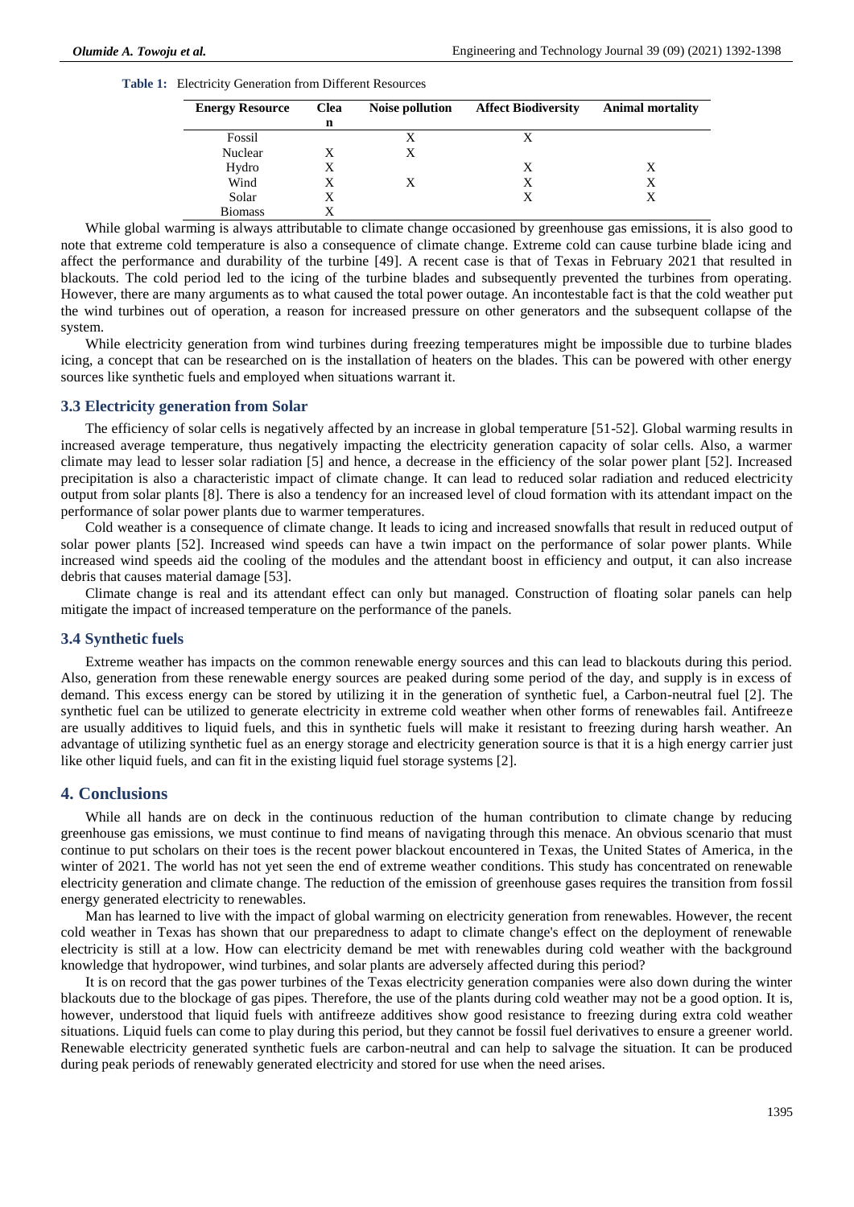**Table 1:** Electricity Generation from Different Resources

| Energy Resource | Clean | Noise pollution | Affect Biodiversity | Animal mortality |
|---|---|---|---|---|
| Fossil | | X | X | |
| Nuclear | X | X | | |
| Hydro | X | | X | X |
| Wind | X | X | X | X |
| Solar | X | | X | X |
| Biomass | X | | | |

While global warming is always attributable to climate change occasioned by greenhouse gas emissions, it is also good to note that extreme cold temperature is also a consequence of climate change. Extreme cold can cause turbine blade icing and affect the performance and durability of the turbine [49]. A recent case is that of Texas in February 2021 that resulted in blackouts. The cold period led to the icing of the turbine blades and subsequently prevented the turbines from operating. However, there are many arguments as to what caused the total power outage. An incontestable fact is that the cold weather put the wind turbines out of operation, a reason for increased pressure on other generators and the subsequent collapse of the system.

While electricity generation from wind turbines during freezing temperatures might be impossible due to turbine blades icing, a concept that can be researched on is the installation of heaters on the blades. This can be powered with other energy sources like synthetic fuels and employed when situations warrant it.

### 3.3 Electricity generation from Solar

The efficiency of solar cells is negatively affected by an increase in global temperature [51-52]. Global warming results in increased average temperature, thus negatively impacting the electricity generation capacity of solar cells. Also, a warmer climate may lead to lesser solar radiation [5] and hence, a decrease in the efficiency of the solar power plant [52]. Increased precipitation is also a characteristic impact of climate change. It can lead to reduced solar radiation and reduced electricity output from solar plants [8]. There is also a tendency for an increased level of cloud formation with its attendant impact on the performance of solar power plants due to warmer temperatures.

Cold weather is a consequence of climate change. It leads to icing and increased snowfalls that result in reduced output of solar power plants [52]. Increased wind speeds can have a twin impact on the performance of solar power plants. While increased wind speeds aid the cooling of the modules and the attendant boost in efficiency and output, it can also increase debris that causes material damage [53].

Climate change is real and its attendant effect can only but managed. Construction of floating solar panels can help mitigate the impact of increased temperature on the performance of the panels.

### 3.4 Synthetic fuels

Extreme weather has impacts on the common renewable energy sources and this can lead to blackouts during this period. Also, generation from these renewable energy sources are peaked during some period of the day, and supply is in excess of demand. This excess energy can be stored by utilizing it in the generation of synthetic fuel, a Carbon-neutral fuel [2]. The synthetic fuel can be utilized to generate electricity in extreme cold weather when other forms of renewables fail. Antifreeze are usually additives to liquid fuels, and this in synthetic fuels will make it resistant to freezing during harsh weather. An advantage of utilizing synthetic fuel as an energy storage and electricity generation source is that it is a high energy carrier just like other liquid fuels, and can fit in the existing liquid fuel storage systems [2].

## 4. Conclusions

While all hands are on deck in the continuous reduction of the human contribution to climate change by reducing greenhouse gas emissions, we must continue to find means of navigating through this menace. An obvious scenario that must continue to put scholars on their toes is the recent power blackout encountered in Texas, the United States of America, in the winter of 2021. The world has not yet seen the end of extreme weather conditions. This study has concentrated on renewable electricity generation and climate change. The reduction of the emission of greenhouse gases requires the transition from fossil energy generated electricity to renewables.

Man has learned to live with the impact of global warming on electricity generation from renewables. However, the recent cold weather in Texas has shown that our preparedness to adapt to climate change's effect on the deployment of renewable electricity is still at a low. How can electricity demand be met with renewables during cold weather with the background knowledge that hydropower, wind turbines, and solar plants are adversely affected during this period?

It is on record that the gas power turbines of the Texas electricity generation companies were also down during the winter blackouts due to the blockage of gas pipes. Therefore, the use of the plants during cold weather may not be a good option. It is, however, understood that liquid fuels with antifreeze additives show good resistance to freezing during extra cold weather situations. Liquid fuels can come to play during this period, but they cannot be fossil fuel derivatives to ensure a greener world. Renewable electricity generated synthetic fuels are carbon-neutral and can help to salvage the situation. It can be produced during peak periods of renewably generated electricity and stored for use when the need arises.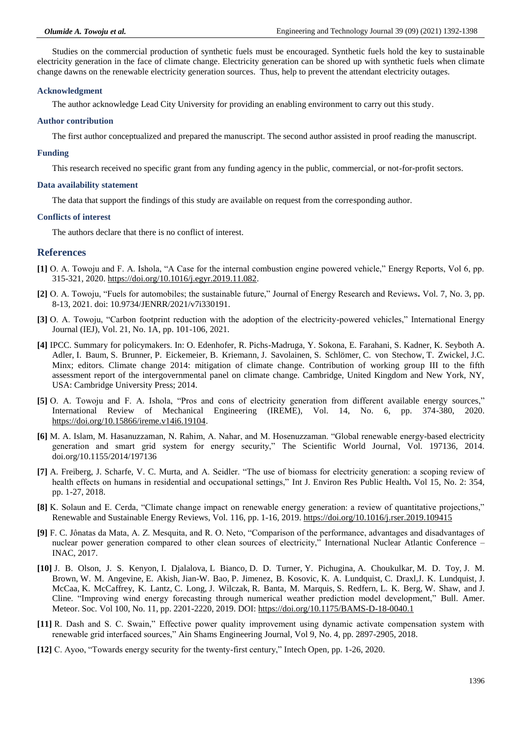Studies on the commercial production of synthetic fuels must be encouraged. Synthetic fuels hold the key to sustainable electricity generation in the face of climate change. Electricity generation can be shored up with synthetic fuels when climate change dawns on the renewable electricity generation sources. Thus, help to prevent the attendant electricity outages.

### Acknowledgment

The author acknowledge Lead City University for providing an enabling environment to carry out this study.

### Author contribution

The first author conceptualized and prepared the manuscript. The second author assisted in proof reading the manuscript.

### Funding

This research received no specific grant from any funding agency in the public, commercial, or not-for-profit sectors.

### Data availability statement

The data that support the findings of this study are available on request from the corresponding author.

### Conflicts of interest

The authors declare that there is no conflict of interest.

## References

**[1]** O. A. Towoju and F. A. Ishola, "A Case for the internal combustion engine powered vehicle," Energy Reports, Vol 6, pp. 315-321, 2020. https://doi.org/10.1016/j.egyr.2019.11.082.

**[2]** O. A. Towoju, "Fuels for automobiles; the sustainable future," Journal of Energy Research and Reviews**.** Vol. 7, No. 3, pp. 8-13, 2021. doi: 10.9734/JENRR/2021/v7i330191.

**[3]** O. A. Towoju, "Carbon footprint reduction with the adoption of the electricity-powered vehicles," International Energy Journal (IEJ), Vol. 21, No. 1A, pp. 101-106, 2021.

**[4]** IPCC. Summary for policymakers. In: O. Edenhofer, R. Pichs-Madruga, Y. Sokona, E. Farahani, S. Kadner, K. Seyboth A. Adler, I. Baum, S. Brunner, P. Eickemeier, B. Kriemann, J. Savolainen, S. Schlömer, C. von Stechow, T. Zwickel, J.C. Minx; editors. Climate change 2014: mitigation of climate change. Contribution of working group III to the fifth assessment report of the intergovernmental panel on climate change. Cambridge, United Kingdom and New York, NY, USA: Cambridge University Press; 2014.

**[5]** O. A. Towoju and F. A. Ishola, "Pros and cons of electricity generation from different available energy sources," International Review of Mechanical Engineering (IREME), Vol. 14, No. 6, pp. 374-380, 2020. https://doi.org/10.15866/ireme.v14i6.19104.

**[6]** M. A. Islam, M. Hasanuzzaman, N. Rahim, A. Nahar, and M. Hosenuzzaman. "Global renewable energy-based electricity generation and smart grid system for energy security," The Scientific World Journal, Vol. 197136, 2014. doi.org/10.1155/2014/197136

**[7]** A. Freiberg, J. Scharfe, V. C. Murta, and A. Seidler. "The use of biomass for electricity generation: a scoping review of health effects on humans in residential and occupational settings," Int J. Environ Res Public Health**.** Vol 15, No. 2: 354, pp. 1-27, 2018.

**[8]** K. Solaun and E. Cerda, "Climate change impact on renewable energy generation: a review of quantitative projections," Renewable and Sustainable Energy Reviews, Vol. 116, pp. 1-16, 2019. https://doi.org/10.1016/j.rser.2019.109415

**[9]** F. C. Jônatas da Mata, A. Z. Mesquita, and R. O. Neto, "Comparison of the performance, advantages and disadvantages of nuclear power generation compared to other clean sources of electricity," International Nuclear Atlantic Conference – INAC, 2017.

**[10]** J. B. Olson, J. S. Kenyon, I. Djalalova, L Bianco, D. D. Turner, Y. Pichugina, A. Choukulkar, M. D. Toy, J. M. Brown, W. M. Angevine, E. Akish, Jian-W. Bao, P. Jimenez, B. Kosovic, K. A. Lundquist, C. Draxl,J. K. Lundquist, J. McCaa, K. McCaffrey, K. Lantz, C. Long, J. Wilczak, R. Banta, M. Marquis, S. Redfern, L. K. Berg, W. Shaw, and J. Cline. "Improving wind energy forecasting through numerical weather prediction model development," Bull. Amer. Meteor. Soc. Vol 100, No. 11, pp. 2201-2220, 2019. DOI: https://doi.org/10.1175/BAMS-D-18-0040.1

**[11]** R. Dash and S. C. Swain," Effective power quality improvement using dynamic activate compensation system with renewable grid interfaced sources," Ain Shams Engineering Journal, Vol 9, No. 4, pp. 2897-2905, 2018.

**[12]** C. Ayoo, "Towards energy security for the twenty-first century," Intech Open, pp. 1-26, 2020.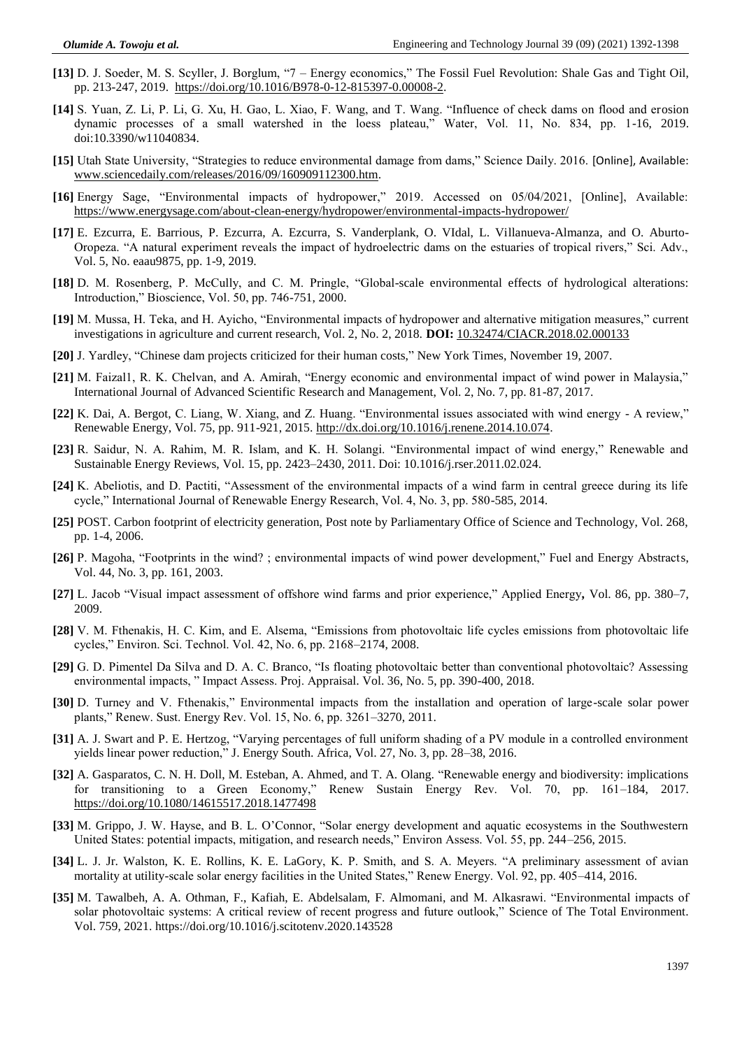**[13]** D. J. Soeder, M. S. Scyller, J. Borglum, "7 – Energy economics," The Fossil Fuel Revolution: Shale Gas and Tight Oil, pp. 213-247, 2019. https://doi.org/10.1016/B978-0-12-815397-0.00008-2.

**[14]** S. Yuan, Z. Li, P. Li, G. Xu, H. Gao, L. Xiao, F. Wang, and T. Wang. "Influence of check dams on flood and erosion dynamic processes of a small watershed in the loess plateau," Water, Vol. 11, No. 834, pp. 1-16, 2019. doi:10.3390/w11040834.

**[15]** Utah State University, "Strategies to reduce environmental damage from dams," Science Daily. 2016. [Online], Available: www.sciencedaily.com/releases/2016/09/160909112300.htm.

**[16]** Energy Sage, "Environmental impacts of hydropower," 2019. Accessed on 05/04/2021, [Online], Available: https://www.energysage.com/about-clean-energy/hydropower/environmental-impacts-hydropower/

**[17]** E. Ezcurra, E. Barrious, P. Ezcurra, A. Ezcurra, S. Vanderplank, O. VIdal, L. Villanueva-Almanza, and O. Aburto-Oropeza. "A natural experiment reveals the impact of hydroelectric dams on the estuaries of tropical rivers," Sci. Adv., Vol. 5, No. eaau9875, pp. 1-9, 2019.

**[18]** D. M. Rosenberg, P. McCully, and C. M. Pringle, "Global-scale environmental effects of hydrological alterations: Introduction," Bioscience, Vol. 50, pp. 746-751, 2000.

**[19]** M. Mussa, H. Teka, and H. Ayicho, "Environmental impacts of hydropower and alternative mitigation measures," current investigations in agriculture and current research, Vol. 2, No. 2, 2018. **DOI:** 10.32474/CIACR.2018.02.000133

**[20]** J. Yardley, "Chinese dam projects criticized for their human costs," New York Times, November 19, 2007.

**[21]** M. Faizal1, R. K. Chelvan, and A. Amirah, "Energy economic and environmental impact of wind power in Malaysia," International Journal of Advanced Scientific Research and Management, Vol. 2, No. 7, pp. 81-87, 2017.

**[22]** K. Dai, A. Bergot, C. Liang, W. Xiang, and Z. Huang. "Environmental issues associated with wind energy - A review," Renewable Energy, Vol. 75, pp. 911-921, 2015. http://dx.doi.org/10.1016/j.renene.2014.10.074.

**[23]** R. Saidur, N. A. Rahim, M. R. Islam, and K. H. Solangi. "Environmental impact of wind energy," Renewable and Sustainable Energy Reviews, Vol. 15, pp. 2423–2430, 2011. Doi: 10.1016/j.rser.2011.02.024.

**[24]** K. Abeliotis, and D. Pactiti, "Assessment of the environmental impacts of a wind farm in central greece during its life cycle," International Journal of Renewable Energy Research, Vol. 4, No. 3, pp. 580-585, 2014.

**[25]** POST. Carbon footprint of electricity generation, Post note by Parliamentary Office of Science and Technology, Vol. 268, pp. 1-4, 2006.

**[26]** P. Magoha, "Footprints in the wind? ; environmental impacts of wind power development," Fuel and Energy Abstracts, Vol. 44, No. 3, pp. 161, 2003.

**[27]** L. Jacob "Visual impact assessment of offshore wind farms and prior experience," Applied Energy**,** Vol. 86, pp. 380–7, 2009.

**[28]** V. M. Fthenakis, H. C. Kim, and E. Alsema, "Emissions from photovoltaic life cycles emissions from photovoltaic life cycles," Environ. Sci. Technol. Vol. 42, No. 6, pp. 2168–2174, 2008.

**[29]** G. D. Pimentel Da Silva and D. A. C. Branco, "Is floating photovoltaic better than conventional photovoltaic? Assessing environmental impacts, " Impact Assess. Proj. Appraisal. Vol. 36, No. 5, pp. 390-400, 2018.

**[30]** D. Turney and V. Fthenakis," Environmental impacts from the installation and operation of large-scale solar power plants," Renew. Sust. Energy Rev. Vol. 15, No. 6, pp. 3261–3270, 2011.

**[31]** A. J. Swart and P. E. Hertzog, "Varying percentages of full uniform shading of a PV module in a controlled environment yields linear power reduction," J. Energy South. Africa, Vol. 27, No. 3, pp. 28–38, 2016.

**[32]** A. Gasparatos, C. N. H. Doll, M. Esteban, A. Ahmed, and T. A. Olang. "Renewable energy and biodiversity: implications for transitioning to a Green Economy," Renew Sustain Energy Rev. Vol. 70, pp. 161–184, 2017. https://doi.org/10.1080/14615517.2018.1477498

**[33]** M. Grippo, J. W. Hayse, and B. L. O'Connor, "Solar energy development and aquatic ecosystems in the Southwestern United States: potential impacts, mitigation, and research needs," Environ Assess. Vol. 55, pp. 244–256, 2015.

**[34]** L. J. Jr. Walston, K. E. Rollins, K. E. LaGory, K. P. Smith, and S. A. Meyers. "A preliminary assessment of avian mortality at utility-scale solar energy facilities in the United States," Renew Energy. Vol. 92, pp. 405–414, 2016.

**[35]** M. Tawalbeh, A. A. Othman, F., Kafiah, E. Abdelsalam, F. Almomani, and M. Alkasrawi. "Environmental impacts of solar photovoltaic systems: A critical review of recent progress and future outlook," Science of The Total Environment. Vol. 759, 2021. https://doi.org/10.1016/j.scitotenv.2020.143528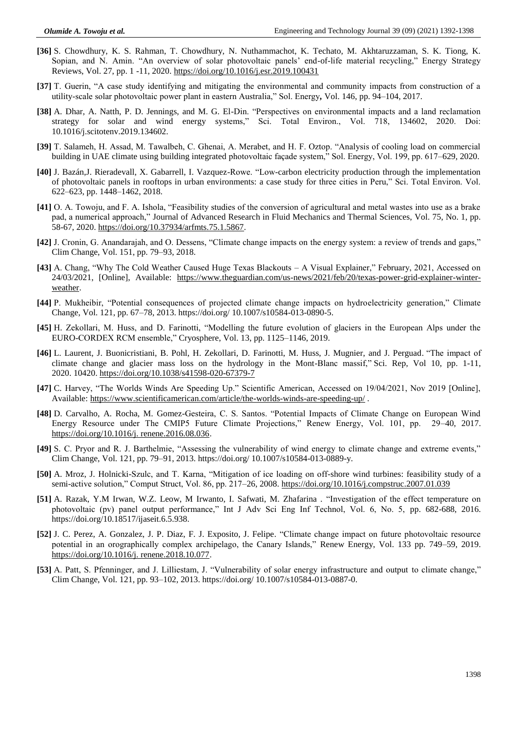**[36]** S. Chowdhury, K. S. Rahman, T. Chowdhury, N. Nuthammachot, K. Techato, M. Akhtaruzzaman, S. K. Tiong, K. Sopian, and N. Amin. "An overview of solar photovoltaic panels' end-of-life material recycling," Energy Strategy Reviews, Vol. 27, pp. 1 -11, 2020. https://doi.org/10.1016/j.esr.2019.100431

**[37]** T. Guerin, "A case study identifying and mitigating the environmental and community impacts from construction of a utility-scale solar photovoltaic power plant in eastern Australia," Sol. Energy**,** Vol. 146, pp. 94–104, 2017.

**[38]** A. Dhar, A. Natth, P. D. Jennings, and M. G. El-Din. "Perspectives on environmental impacts and a land reclamation strategy for solar and wind energy systems," Sci. Total Environ., Vol. 718, 134602, 2020. Doi: 10.1016/j.scitotenv.2019.134602.

**[39]** T. Salameh, H. Assad, M. Tawalbeh, C. Ghenai, A. Merabet, and H. F. Oztop. "Analysis of cooling load on commercial building in UAE climate using building integrated photovoltaic façade system," Sol. Energy, Vol. 199, pp. 617–629, 2020.

**[40]** J. Bazán,J. Rieradevall, X. Gabarrell, I. Vazquez-Rowe. "Low-carbon electricity production through the implementation of photovoltaic panels in rooftops in urban environments: a case study for three cities in Peru," Sci. Total Environ. Vol. 622–623, pp. 1448–1462, 2018.

**[41]** O. A. Towoju, and F. A. Ishola, "Feasibility studies of the conversion of agricultural and metal wastes into use as a brake pad, a numerical approach," Journal of Advanced Research in Fluid Mechanics and Thermal Sciences, Vol. 75, No. 1, pp. 58-67, 2020. https://doi.org/10.37934/arfmts.75.1.5867.

**[42]** J. Cronin, G. Anandarajah, and O. Dessens, "Climate change impacts on the energy system: a review of trends and gaps," Clim Change, Vol. 151, pp. 79–93, 2018.

**[43]** A. Chang, "Why The Cold Weather Caused Huge Texas Blackouts – A Visual Explainer," February, 2021, Accessed on 24/03/2021, [Online], Available: https://www.theguardian.com/us-news/2021/feb/20/texas-power-grid-explainer-winter-weather.

**[44]** P. Mukheibir, "Potential consequences of projected climate change impacts on hydroelectricity generation," Climate Change, Vol. 121, pp. 67–78, 2013. https://doi.org/ 10.1007/s10584-013-0890-5.

**[45]** H. Zekollari, M. Huss, and D. Farinotti, "Modelling the future evolution of glaciers in the European Alps under the EURO-CORDEX RCM ensemble," Cryosphere, Vol. 13, pp. 1125–1146, 2019.

**[46]** L. Laurent, J. Buonicristiani, B. Pohl, H. Zekollari, D. Farinotti, M. Huss, J. Mugnier, and J. Perguad. "The impact of climate change and glacier mass loss on the hydrology in the Mont-Blanc massif," Sci. Rep, Vol 10, pp. 1-11, 2020. 10420. https://doi.org/10.1038/s41598-020-67379-7

**[47]** C. Harvey, "The Worlds Winds Are Speeding Up." Scientific American, Accessed on 19/04/2021, Nov 2019 [Online], Available: https://www.scientificamerican.com/article/the-worlds-winds-are-speeding-up/ .

**[48]** D. Carvalho, A. Rocha, M. Gomez-Gesteira, C. S. Santos. "Potential Impacts of Climate Change on European Wind Energy Resource under The CMIP5 Future Climate Projections," Renew Energy, Vol. 101, pp. 29–40, 2017. https://doi.org/10.1016/j. renene.2016.08.036.

**[49]** S. C. Pryor and R. J. Barthelmie, "Assessing the vulnerability of wind energy to climate change and extreme events," Clim Change, Vol. 121, pp. 79–91, 2013. https://doi.org/ 10.1007/s10584-013-0889-y.

**[50]** A. Mroz, J. Holnicki-Szulc, and T. Karna, "Mitigation of ice loading on off-shore wind turbines: feasibility study of a semi-active solution," Comput Struct, Vol. 86, pp. 217–26, 2008. https://doi.org/10.1016/j.compstruc.2007.01.039

**[51]** A. Razak, Y.M Irwan, W.Z. Leow, M Irwanto, I. Safwati, M. Zhafarina . "Investigation of the effect temperature on photovoltaic (pv) panel output performance," Int J Adv Sci Eng Inf Technol, Vol. 6, No. 5, pp. 682-688, 2016. https://doi.org/10.18517/ijaseit.6.5.938.

**[52]** J. C. Perez, A. Gonzalez, J. P. Diaz, F. J. Exposito, J. Felipe. "Climate change impact on future photovoltaic resource potential in an orographically complex archipelago, the Canary Islands," Renew Energy, Vol. 133 pp. 749–59, 2019. https://doi.org/10.1016/j. renene.2018.10.077.

**[53]** A. Patt, S. Pfenninger, and J. Lilliestam, J. "Vulnerability of solar energy infrastructure and output to climate change," Clim Change, Vol. 121, pp. 93–102, 2013. https://doi.org/ 10.1007/s10584-013-0887-0.